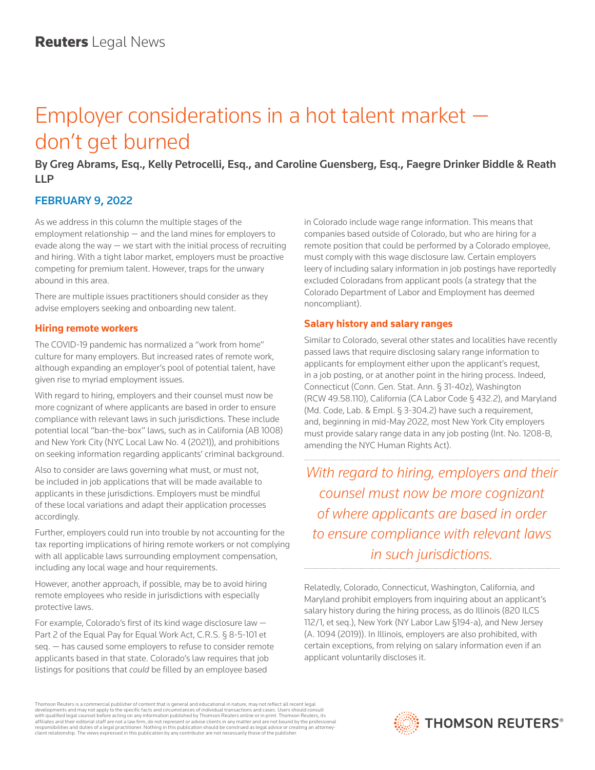# Employer considerations in a hot talent market — don't get burned

**By Greg Abrams, Esq., Kelly Petrocelli, Esq., and Caroline Guensberg, Esq., Faegre Drinker Biddle & Reath LLP**

**FEBRUARY 9, 2022**

As we address in this column the multiple stages of the employment relationship — and the land mines for employers to evade along the way — we start with the initial process of recruiting and hiring. With a tight labor market, employers must be proactive competing for premium talent. However, traps for the unwary abound in this area.

There are multiple issues practitioners should consider as they advise employers seeking and onboarding new talent.

## Hiring remote workers

The COVID-19 pandemic has normalized a "work from home" culture for many employers. But increased rates of remote work, although expanding an employer's pool of potential talent, have given rise to myriad employment issues.

With regard to hiring, employers and their counsel must now be more cognizant of where applicants are based in order to ensure compliance with relevant laws in such jurisdictions. These include potential local "ban-the-box" laws, such as in California (AB 1008) and New York City (NYC Local Law No. 4 (2021)), and prohibitions on seeking information regarding applicants' criminal background.

Also to consider are laws governing what must, or must not, be included in job applications that will be made available to applicants in these jurisdictions. Employers must be mindful of these local variations and adapt their application processes accordingly.

Further, employers could run into trouble by not accounting for the tax reporting implications of hiring remote workers or not complying with all applicable laws surrounding employment compensation, including any local wage and hour requirements.

However, another approach, if possible, may be to avoid hiring remote employees who reside in jurisdictions with especially protective laws.

For example, Colorado's first of its kind wage disclosure law — Part 2 of the Equal Pay for Equal Work Act, C.R.S. § 8-5-101 et seq. — has caused some employers to refuse to consider remote applicants based in that state. Colorado's law requires that job listings for positions that *could* be filled by an employee based in Colorado include wage range information. This means that companies based outside of Colorado, but who are hiring for a remote position that could be performed by a Colorado employee, must comply with this wage disclosure law. Certain employers leery of including salary information in job postings have reportedly excluded Coloradans from applicant pools (a strategy that the Colorado Department of Labor and Employment has deemed noncompliant).

## Salary history and salary ranges

Similar to Colorado, several other states and localities have recently passed laws that require disclosing salary range information to applicants for employment either upon the applicant's request, in a job posting, or at another point in the hiring process. Indeed, Connecticut (Conn. Gen. Stat. Ann. § 31-40z), Washington (RCW 49.58.110), California (CA Labor Code § 432.2), and Maryland (Md. Code, Lab. & Empl. § 3-304.2) have such a requirement, and, beginning in mid-May 2022, most New York City employers must provide salary range data in any job posting (Int. No. 1208-B, amending the NYC Human Rights Act).

*With regard to hiring, employers and their counsel must now be more cognizant of where applicants are based in order to ensure compliance with relevant laws in such jurisdictions.*

Relatedly, Colorado, Connecticut, Washington, California, and Maryland prohibit employers from inquiring about an applicant's salary history during the hiring process, as do Illinois (820 ILCS 112/1, et seq.), New York (NY Labor Law §194-a), and New Jersey (A. 1094 (2019)). In Illinois, employers are also prohibited, with certain exceptions, from relying on salary information even if an applicant voluntarily discloses it.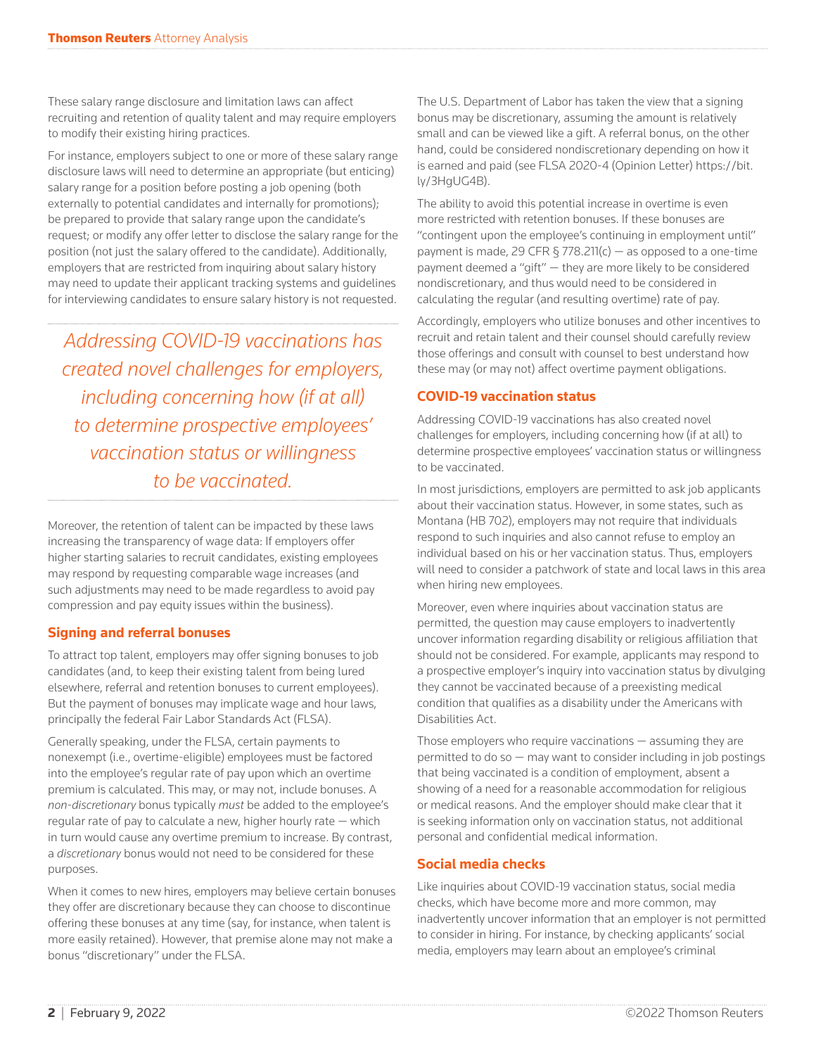These salary range disclosure and limitation laws can affect recruiting and retention of quality talent and may require employers to modify their existing hiring practices.

For instance, employers subject to one or more of these salary range disclosure laws will need to determine an appropriate (but enticing) salary range for a position before posting a job opening (both externally to potential candidates and internally for promotions); be prepared to provide that salary range upon the candidate's request; or modify any offer letter to disclose the salary range for the position (not just the salary offered to the candidate). Additionally, employers that are restricted from inquiring about salary history may need to update their applicant tracking systems and guidelines for interviewing candidates to ensure salary history is not requested.

*Addressing COVID-19 vaccinations has created novel challenges for employers, including concerning how (if at all) to determine prospective employees' vaccination status or willingness to be vaccinated.*

Moreover, the retention of talent can be impacted by these laws increasing the transparency of wage data: If employers offer higher starting salaries to recruit candidates, existing employees may respond by requesting comparable wage increases (and such adjustments may need to be made regardless to avoid pay compression and pay equity issues within the business).

## Signing and referral bonuses

To attract top talent, employers may offer signing bonuses to job candidates (and, to keep their existing talent from being lured elsewhere, referral and retention bonuses to current employees). But the payment of bonuses may implicate wage and hour laws, principally the federal Fair Labor Standards Act (FLSA).

Generally speaking, under the FLSA, certain payments to nonexempt (i.e., overtime-eligible) employees must be factored into the employee's regular rate of pay upon which an overtime premium is calculated. This may, or may not, include bonuses. A *non-discretionary* bonus typically *must* be added to the employee's regular rate of pay to calculate a new, higher hourly rate — which in turn would cause any overtime premium to increase. By contrast, a *discretionary* bonus would not need to be considered for these purposes.

When it comes to new hires, employers may believe certain bonuses they offer are discretionary because they can choose to discontinue offering these bonuses at any time (say, for instance, when talent is more easily retained). However, that premise alone may not make a bonus "discretionary" under the FLSA.

The U.S. Department of Labor has taken the view that a signing bonus may be discretionary, assuming the amount is relatively small and can be viewed like a gift. A referral bonus, on the other hand, could be considered nondiscretionary depending on how it is earned and paid (see FLSA 2020-4 (Opinion Letter) https://bit.ly/3HgUG4B).

The ability to avoid this potential increase in overtime is even more restricted with retention bonuses. If these bonuses are "contingent upon the employee's continuing in employment until" payment is made, 29 CFR § 778.211(c) — as opposed to a one-time payment deemed a "gift" — they are more likely to be considered nondiscretionary, and thus would need to be considered in calculating the regular (and resulting overtime) rate of pay.

Accordingly, employers who utilize bonuses and other incentives to recruit and retain talent and their counsel should carefully review those offerings and consult with counsel to best understand how these may (or may not) affect overtime payment obligations.

## COVID-19 vaccination status

Addressing COVID-19 vaccinations has also created novel challenges for employers, including concerning how (if at all) to determine prospective employees' vaccination status or willingness to be vaccinated.

In most jurisdictions, employers are permitted to ask job applicants about their vaccination status. However, in some states, such as Montana (HB 702), employers may not require that individuals respond to such inquiries and also cannot refuse to employ an individual based on his or her vaccination status. Thus, employers will need to consider a patchwork of state and local laws in this area when hiring new employees.

Moreover, even where inquiries about vaccination status are permitted, the question may cause employers to inadvertently uncover information regarding disability or religious affiliation that should not be considered. For example, applicants may respond to a prospective employer's inquiry into vaccination status by divulging they cannot be vaccinated because of a preexisting medical condition that qualifies as a disability under the Americans with Disabilities Act.

Those employers who require vaccinations — assuming they are permitted to do so — may want to consider including in job postings that being vaccinated is a condition of employment, absent a showing of a need for a reasonable accommodation for religious or medical reasons. And the employer should make clear that it is seeking information only on vaccination status, not additional personal and confidential medical information.

## Social media checks

Like inquiries about COVID-19 vaccination status, social media checks, which have become more and more common, may inadvertently uncover information that an employer is not permitted to consider in hiring. For instance, by checking applicants' social media, employers may learn about an employee's criminal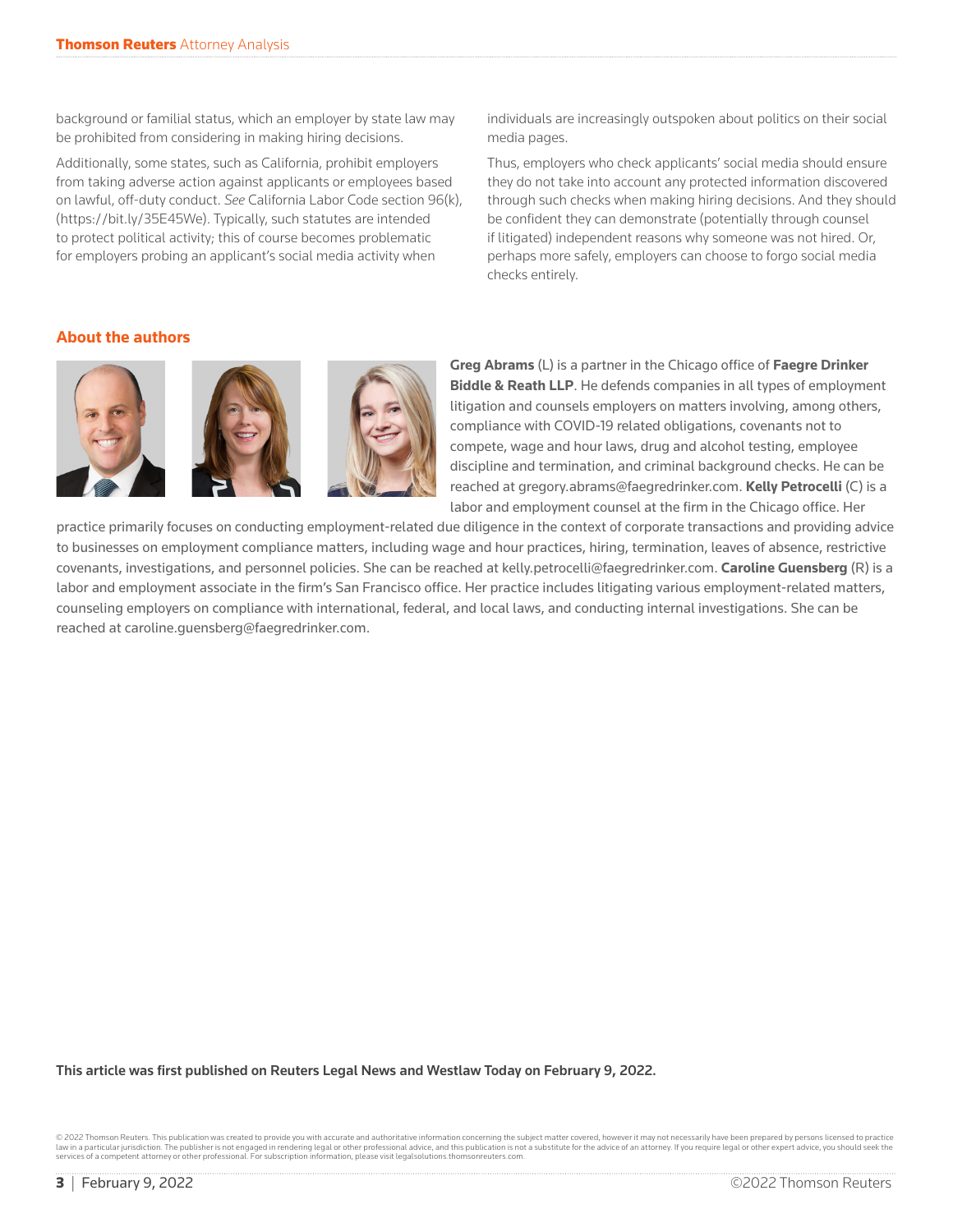background or familial status, which an employer by state law may be prohibited from considering in making hiring decisions.

Additionally, some states, such as California, prohibit employers from taking adverse action against applicants or employees based on lawful, off-duty conduct. *See* California Labor Code section 96(k), (https://bit.ly/35E45We). Typically, such statutes are intended to protect political activity; this of course becomes problematic for employers probing an applicant's social media activity when individuals are increasingly outspoken about politics on their social media pages.

Thus, employers who check applicants' social media should ensure they do not take into account any protected information discovered through such checks when making hiring decisions. And they should be confident they can demonstrate (potentially through counsel if litigated) independent reasons why someone was not hired. Or, perhaps more safely, employers can choose to forgo social media checks entirely.

## About the authors

**Greg Abrams** (L) is a partner in the Chicago office of **Faegre Drinker Biddle & Reath LLP**. He defends companies in all types of employment litigation and counsels employers on matters involving, among others, compliance with COVID-19 related obligations, covenants not to compete, wage and hour laws, drug and alcohol testing, employee discipline and termination, and criminal background checks. He can be reached at gregory.abrams@faegredrinker.com. **Kelly Petrocelli** (C) is a labor and employment counsel at the firm in the Chicago office. Her practice primarily focuses on conducting employment-related due diligence in the context of corporate transactions and providing advice to businesses on employment compliance matters, including wage and hour practices, hiring, termination, leaves of absence, restrictive covenants, investigations, and personnel policies. She can be reached at kelly.petrocelli@faegredrinker.com. **Caroline Guensberg** (R) is a labor and employment associate in the firm's San Francisco office. Her practice includes litigating various employment-related matters, counseling employers on compliance with international, federal, and local laws, and conducting internal investigations. She can be reached at caroline.guensberg@faegredrinker.com.

**This article was first published on Reuters Legal News and Westlaw Today on February 9, 2022.**

© 2022 Thomson Reuters. This publication was created to provide you with accurate and authoritative information concerning the subject matter covered, however it may not necessarily have been prepared by persons licensed to practice law in a particular jurisdiction. The publisher is not engaged in rendering legal or other professional advice, and this publication is not a substitute for the advice of an attorney. If you require legal or other expert advice, you should seek the services of a competent attorney or other professional. For subscription information, please visit legalsolutions.thomsonreuters.com.